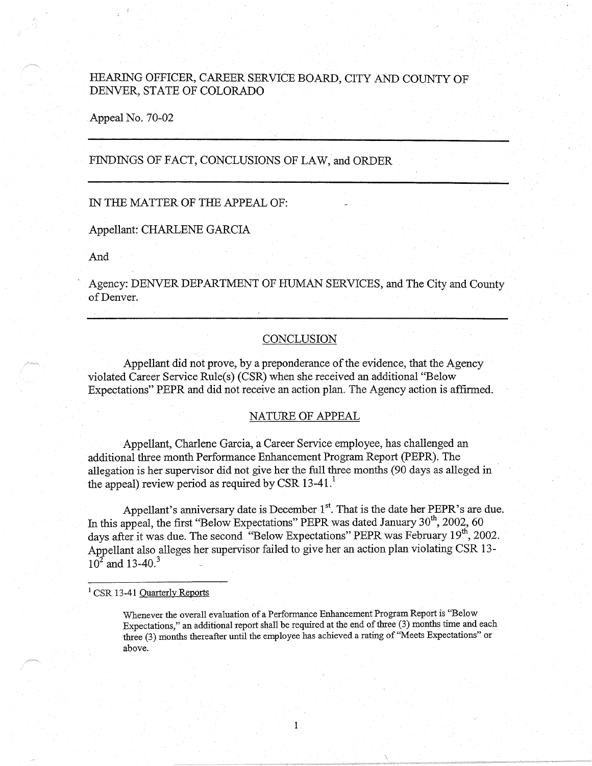HEARING OFFICER, CAREER SERVICE BOARD, CITY AND COUNTY OF DENVER, STATE OF COLORADO

Appeal No. 70-02

---

FINDINGS OF FACT, CONCLUSIONS OF LAW, and ORDER

---

IN THE MATTER OF THE APPEAL OF:

Appellant: CHARLENE GARCIA

And

Agency: DENVER DEPARTMENT OF HUMAN SERVICES, and The City and County of Denver.

---

## CONCLUSION

Appellant did not prove, by a preponderance of the evidence, that the Agency violated Career Service Rule(s) (CSR) when she received an additional "Below Expectations" PEPR and did not receive an action plan. The Agency action is affirmed.

## NATURE OF APPEAL

Appellant, Charlene Garcia, a Career Service employee, has challenged an additional three month Performance Enhancement Program Report (PEPR). The allegation is her supervisor did not give her the full three months (90 days as alleged in the appeal) review period as required by CSR 13-41.[1]

Appellant's anniversary date is December 1st. That is the date her PEPR's are due. In this appeal, the first "Below Expectations" PEPR was dated January 30th, 2002, 60 days after it was due. The second "Below Expectations" PEPR was February 19th, 2002. Appellant also alleges her supervisor failed to give her an action plan violating CSR 13-10[2] and 13-40.[3]

---

[1] CSR 13-41 Quarterly Reports

> Whenever the overall evaluation of a Performance Enhancement Program Report is "Below Expectations," an additional report shall be required at the end of three (3) months time and each three (3) months thereafter until the employee has achieved a rating of "Meets Expectations" or above.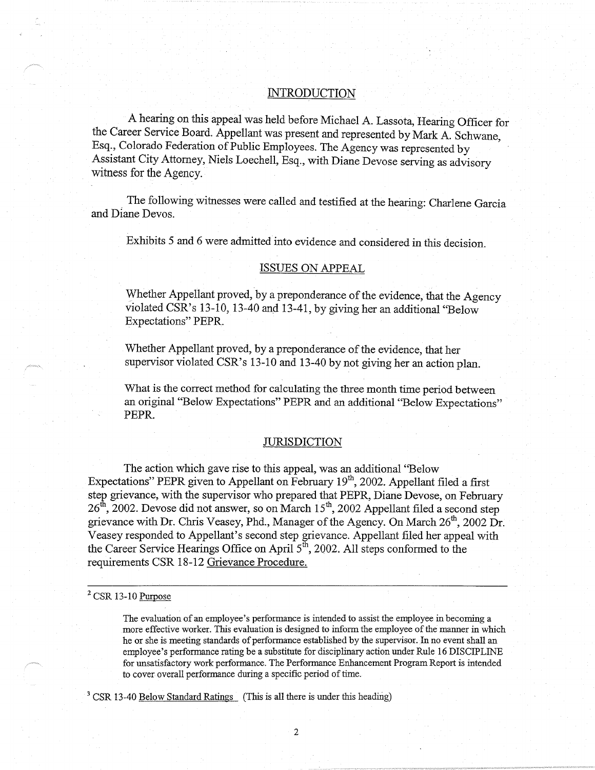## INTRODUCTION

A hearing on this appeal was held before Michael A. Lassota, Hearing Officer for the Career Service Board. Appellant was present and represented by Mark A. Schwane, Esq., Colorado Federation of Public Employees. The Agency was represented by Assistant City Attorney, Niels Loechell, Esq., with Diane Devose serving as advisory witness for the Agency.

The following witnesses were called and testified at the hearing: Charlene Garcia and Diane Devos.

Exhibits 5 and 6 were admitted into evidence and considered in this decision.

## ISSUES ON APPEAL

Whether Appellant proved, by a preponderance of the evidence, that the Agency violated CSR's 13-10, 13-40 and 13-41, by giving her an additional "Below Expectations" PEPR.

Whether Appellant proved, by a preponderance of the evidence, that her supervisor violated CSR's 13-10 and 13-40 by not giving her an action plan.

What is the correct method for calculating the three month time period between an original "Below Expectations" PEPR and an additional "Below Expectations" PEPR.

## JURISDICTION

The action which gave rise to this appeal, was an additional "Below Expectations" PEPR given to Appellant on February 19th, 2002. Appellant filed a first step grievance, with the supervisor who prepared that PEPR, Diane Devose, on February 26th, 2002. Devose did not answer, so on March 15th, 2002 Appellant filed a second step grievance with Dr. Chris Veasey, Phd., Manager of the Agency. On March 26th, 2002 Dr. Veasey responded to Appellant's second step grievance. Appellant filed her appeal with the Career Service Hearings Office on April 5th, 2002. All steps conformed to the requirements CSR 18-12 Grievance Procedure.

---

[2] CSR 13-10 Purpose

> The evaluation of an employee's performance is intended to assist the employee in becoming a more effective worker. This evaluation is designed to inform the employee of the manner in which he or she is meeting standards of performance established by the supervisor. In no event shall an employee's performance rating be a substitute for disciplinary action under Rule 16 DISCIPLINE for unsatisfactory work performance. The Performance Enhancement Program Report is intended to cover overall performance during a specific period of time.

[3] CSR 13-40 Below Standard Ratings (This is all there is under this heading)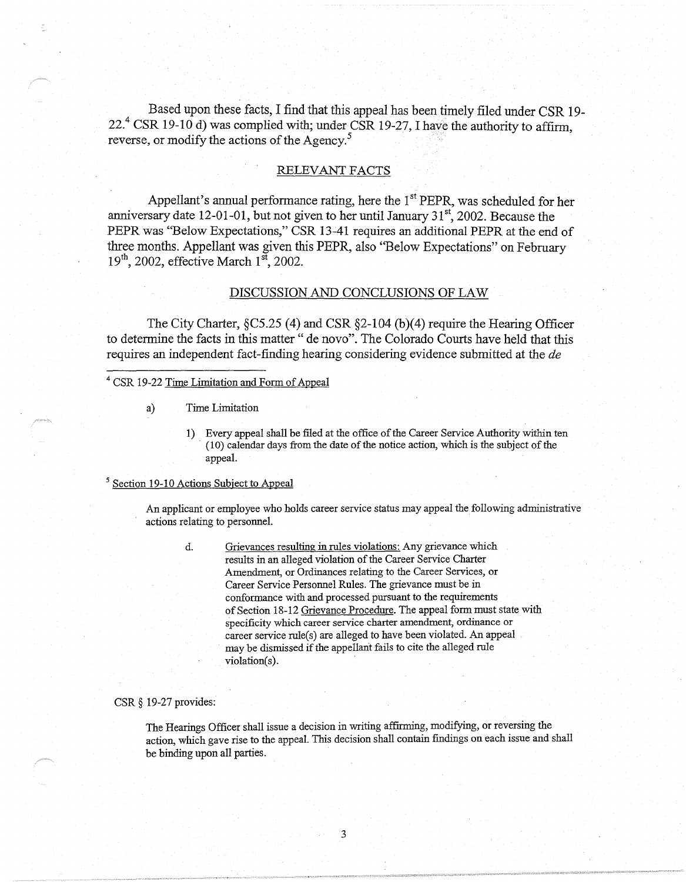Based upon these facts, I find that this appeal has been timely filed under CSR 19-22.[4] CSR 19-10 d) was complied with; under CSR 19-27, I have the authority to affirm, reverse, or modify the actions of the Agency.[5]

## RELEVANT FACTS

Appellant's annual performance rating, here the 1st PEPR, was scheduled for her anniversary date 12-01-01, but not given to her until January 31st, 2002. Because the PEPR was "Below Expectations," CSR 13-41 requires an additional PEPR at the end of three months. Appellant was given this PEPR, also "Below Expectations" on February 19th, 2002, effective March 1st, 2002.

## DISCUSSION AND CONCLUSIONS OF LAW

The City Charter, §C5.25 (4) and CSR §2-104 (b)(4) require the Hearing Officer to determine the facts in this matter " de novo". The Colorado Courts have held that this requires an independent fact-finding hearing considering evidence submitted at the *de*

---

[4] CSR 19-22 Time Limitation and Form of Appeal

a) Time Limitation

1) Every appeal shall be filed at the office of the Career Service Authority within ten (10) calendar days from the date of the notice action, which is the subject of the appeal.

[5] Section 19-10 Actions Subject to Appeal

An applicant or employee who holds career service status may appeal the following administrative actions relating to personnel.

d. Grievances resulting in rules violations: Any grievance which results in an alleged violation of the Career Service Charter Amendment, or Ordinances relating to the Career Services, or Career Service Personnel Rules. The grievance must be in conformance with and processed pursuant to the requirements of Section 18-12 Grievance Procedure. The appeal form must state with specificity which career service charter amendment, ordinance or career service rule(s) are alleged to have been violated. An appeal may be dismissed if the appellant fails to cite the alleged rule violation(s).

CSR § 19-27 provides:

The Hearings Officer shall issue a decision in writing affirming, modifying, or reversing the action, which gave rise to the appeal. This decision shall contain findings on each issue and shall be binding upon all parties.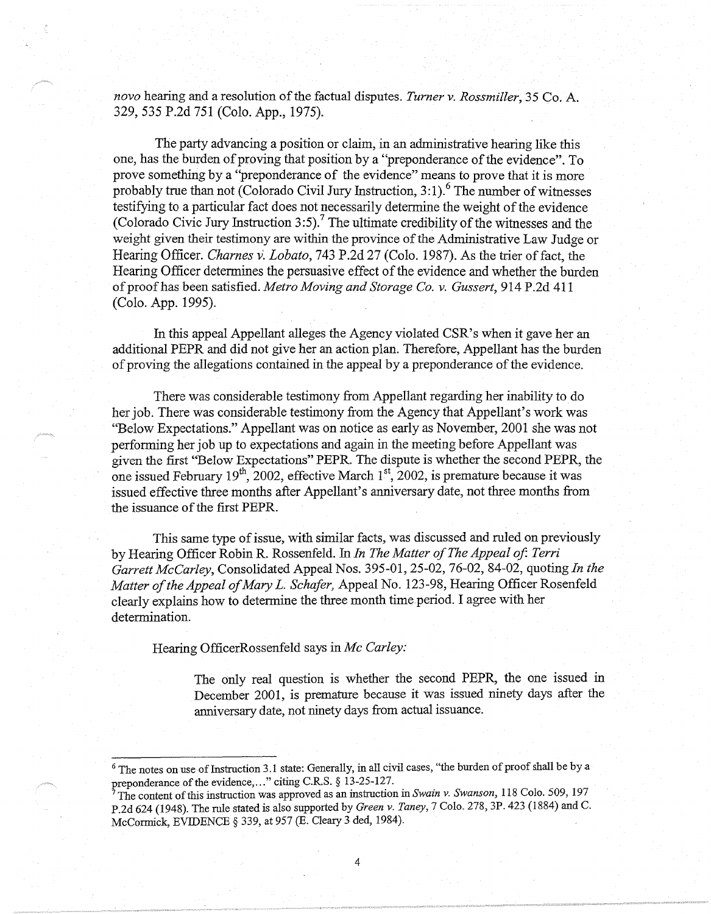*novo* hearing and a resolution of the factual disputes. *Turner v. Rossmiller*, 35 Co. A. 329, 535 P.2d 751 (Colo. App., 1975).

The party advancing a position or claim, in an administrative hearing like this one, has the burden of proving that position by a "preponderance of the evidence". To prove something by a "preponderance of the evidence" means to prove that it is more probably true than not (Colorado Civil Jury Instruction, 3:1).[6] The number of witnesses testifying to a particular fact does not necessarily determine the weight of the evidence (Colorado Civic Jury Instruction 3:5).[7] The ultimate credibility of the witnesses and the weight given their testimony are within the province of the Administrative Law Judge or Hearing Officer. *Charnes v. Lobato*, 743 P.2d 27 (Colo. 1987). As the trier of fact, the Hearing Officer determines the persuasive effect of the evidence and whether the burden of proof has been satisfied. *Metro Moving and Storage Co. v. Gussert*, 914 P.2d 411 (Colo. App. 1995).

In this appeal Appellant alleges the Agency violated CSR's when it gave her an additional PEPR and did not give her an action plan. Therefore, Appellant has the burden of proving the allegations contained in the appeal by a preponderance of the evidence.

There was considerable testimony from Appellant regarding her inability to do her job. There was considerable testimony from the Agency that Appellant's work was "Below Expectations." Appellant was on notice as early as November, 2001 she was not performing her job up to expectations and again in the meeting before Appellant was given the first "Below Expectations" PEPR. The dispute is whether the second PEPR, the one issued February 19th, 2002, effective March 1st, 2002, is premature because it was issued effective three months after Appellant's anniversary date, not three months from the issuance of the first PEPR.

This same type of issue, with similar facts, was discussed and ruled on previously by Hearing Officer Robin R. Rossenfeld. In *In The Matter of The Appeal of: Terri Garrett McCarley*, Consolidated Appeal Nos. 395-01, 25-02, 76-02, 84-02, quoting *In the Matter of the Appeal of Mary L. Schafer,* Appeal No. 123-98, Hearing Officer Rosenfeld clearly explains how to determine the three month time period. I agree with her determination.

Hearing OfficerRossenfeld says in *Mc Carley:*

> The only real question is whether the second PEPR, the one issued in December 2001, is premature because it was issued ninety days after the anniversary date, not ninety days from actual issuance.

---

[6] The notes on use of Instruction 3.1 state: Generally, in all civil cases, "the burden of proof shall be by a preponderance of the evidence,..." citing C.R.S. § 13-25-127.

[7] The content of this instruction was approved as an instruction in *Swain v. Swanson*, 118 Colo. 509, 197 P.2d 624 (1948). The rule stated is also supported by *Green v. Taney*, 7 Colo. 278, 3P. 423 (1884) and C. McCormick, EVIDENCE § 339, at 957 (E. Cleary 3 ded, 1984).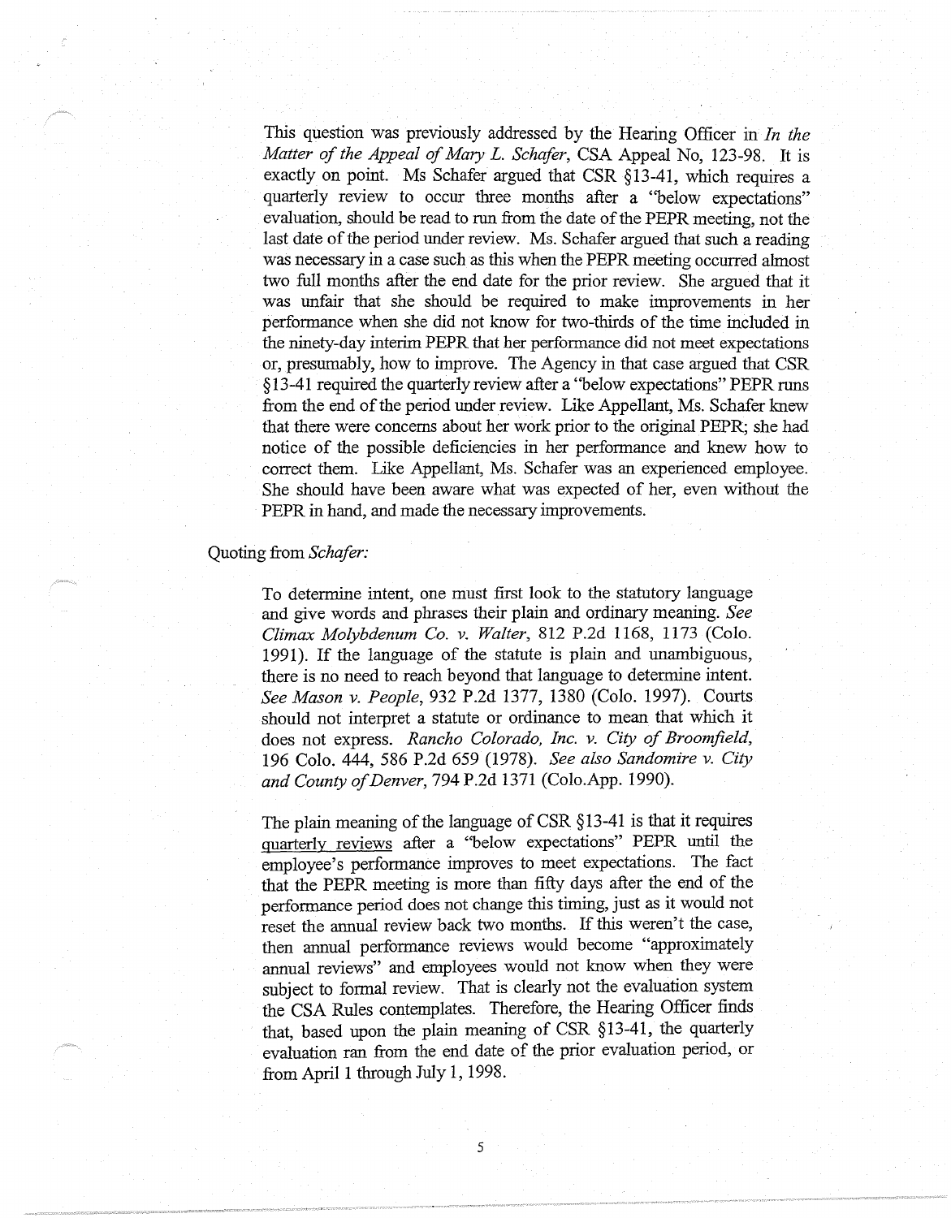This question was previously addressed by the Hearing Officer in *In the Matter of the Appeal of Mary L. Schafer*, CSA Appeal No, 123-98. It is exactly on point. Ms Schafer argued that CSR §13-41, which requires a quarterly review to occur three months after a "below expectations" evaluation, should be read to run from the date of the PEPR meeting, not the last date of the period under review. Ms. Schafer argued that such a reading was necessary in a case such as this when the PEPR meeting occurred almost two full months after the end date for the prior review. She argued that it was unfair that she should be required to make improvements in her performance when she did not know for two-thirds of the time included in the ninety-day interim PEPR that her performance did not meet expectations or, presumably, how to improve. The Agency in that case argued that CSR §13-41 required the quarterly review after a "below expectations" PEPR runs from the end of the period under review. Like Appellant, Ms. Schafer knew that there were concerns about her work prior to the original PEPR; she had notice of the possible deficiencies in her performance and knew how to correct them. Like Appellant, Ms. Schafer was an experienced employee. She should have been aware what was expected of her, even without the PEPR in hand, and made the necessary improvements.

Quoting from *Schafer:*

> To determine intent, one must first look to the statutory language and give words and phrases their plain and ordinary meaning. *See Climax Molybdenum Co. v. Walter*, 812 P.2d 1168, 1173 (Colo. 1991). If the language of the statute is plain and unambiguous, there is no need to reach beyond that language to determine intent. *See Mason v. People*, 932 P.2d 1377, 1380 (Colo. 1997). Courts should not interpret a statute or ordinance to mean that which it does not express. *Rancho Colorado, Inc. v. City of Broomfield*, 196 Colo. 444, 586 P.2d 659 (1978). *See also Sandomire v. City and County of Denver*, 794 P.2d 1371 (Colo.App. 1990).
>
> The plain meaning of the language of CSR §13-41 is that it requires <u>quarterly reviews</u> after a "below expectations" PEPR until the employee's performance improves to meet expectations. The fact that the PEPR meeting is more than fifty days after the end of the performance period does not change this timing, just as it would not reset the annual review back two months. If this weren't the case, then annual performance reviews would become "approximately annual reviews" and employees would not know when they were subject to formal review. That is clearly not the evaluation system the CSA Rules contemplates. Therefore, the Hearing Officer finds that, based upon the plain meaning of CSR §13-41, the quarterly evaluation ran from the end date of the prior evaluation period, or from April 1 through July 1, 1998.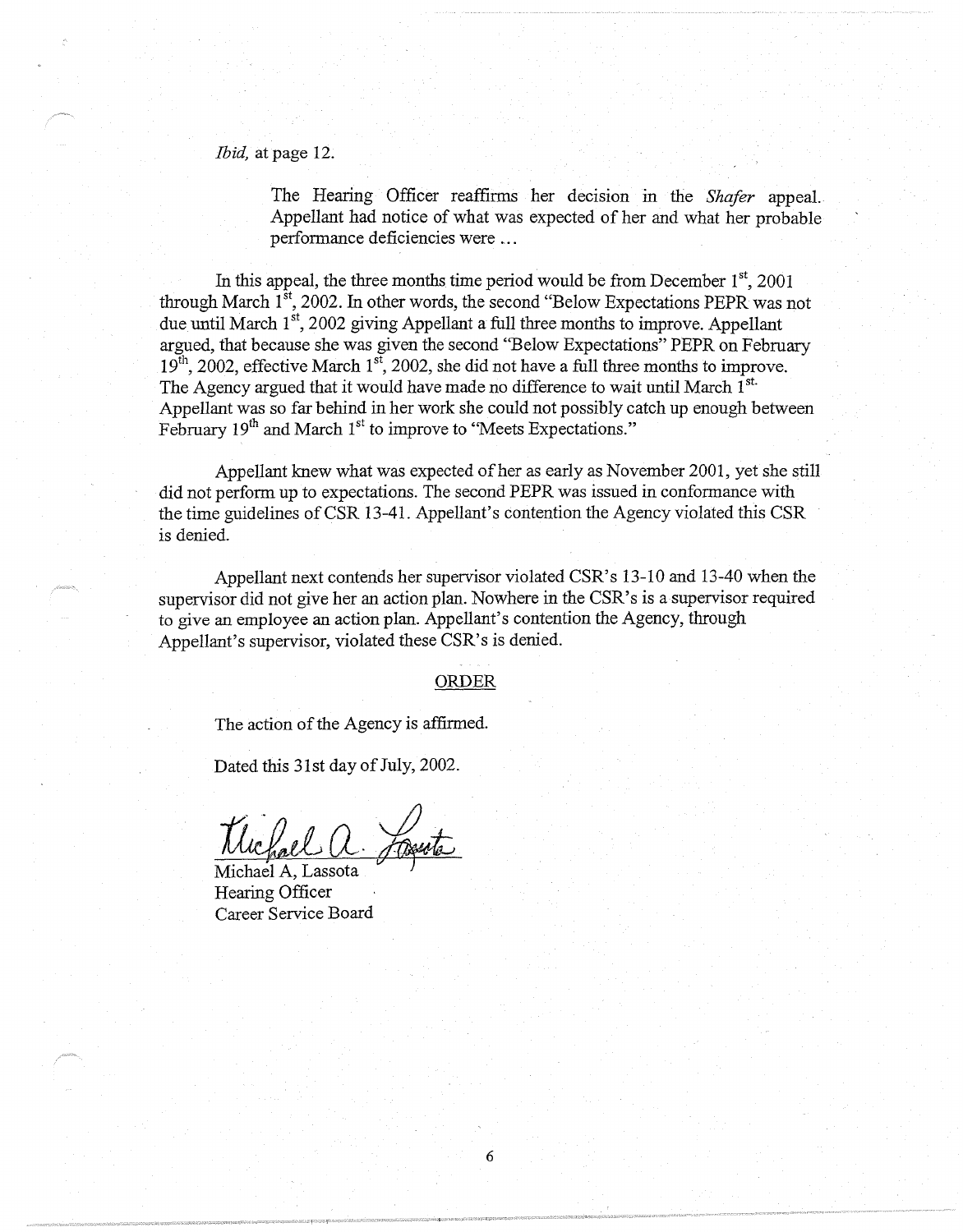*Ibid,* at page 12.

> The Hearing Officer reaffirms her decision in the *Shafer* appeal. Appellant had notice of what was expected of her and what her probable performance deficiencies were ...

In this appeal, the three months time period would be from December 1st, 2001 through March 1st, 2002. In other words, the second "Below Expectations PEPR was not due until March 1st, 2002 giving Appellant a full three months to improve. Appellant argued, that because she was given the second "Below Expectations" PEPR on February 19th, 2002, effective March 1st, 2002, she did not have a full three months to improve. The Agency argued that it would have made no difference to wait until March 1st. Appellant was so far behind in her work she could not possibly catch up enough between February 19th and March 1st to improve to "Meets Expectations."

Appellant knew what was expected of her as early as November 2001, yet she still did not perform up to expectations. The second PEPR was issued in conformance with the time guidelines of CSR 13-41. Appellant's contention the Agency violated this CSR is denied.

Appellant next contends her supervisor violated CSR's 13-10 and 13-40 when the supervisor did not give her an action plan. Nowhere in the CSR's is a supervisor required to give an employee an action plan. Appellant's contention the Agency, through Appellant's supervisor, violated these CSR's is denied.

ORDER

The action of the Agency is affirmed.

Dated this 31st day of July, 2002.

Michael A. Lassota

Michael A, Lassota
Hearing Officer
Career Service Board